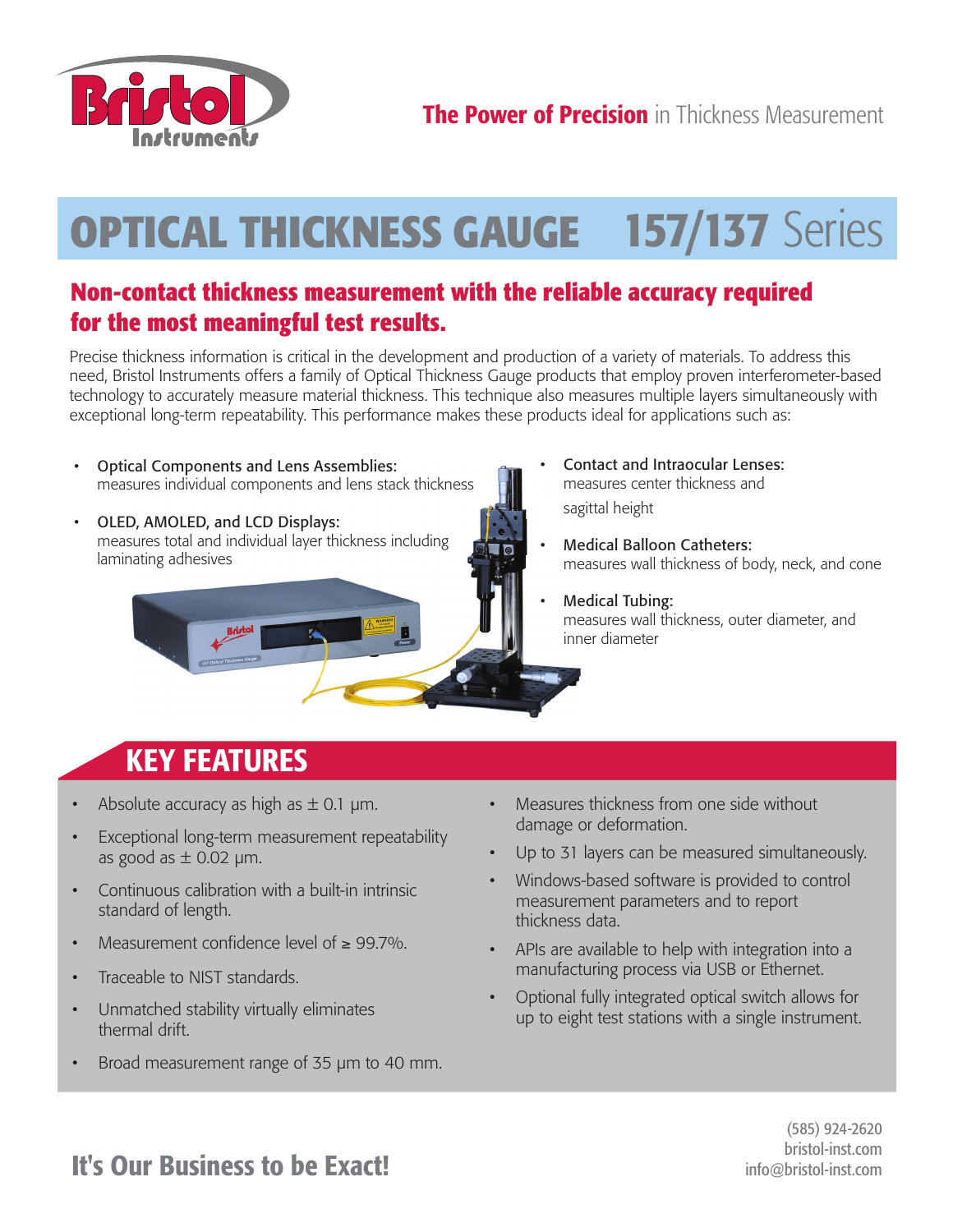Bristol Instruments

**The Power of Precision** in Thickness Measurement

# OPTICAL THICKNESS GAUGE 157/137 Series

## Non-contact thickness measurement with the reliable accuracy required for the most meaningful test results.

Precise thickness information is critical in the development and production of a variety of materials. To address this need, Bristol Instruments offers a family of Optical Thickness Gauge products that employ proven interferometer-based technology to accurately measure material thickness. This technique also measures multiple layers simultaneously with exceptional long-term repeatability. This performance makes these products ideal for applications such as:

- Optical Components and Lens Assemblies:
  measures individual components and lens stack thickness
- OLED, AMOLED, and LCD Displays:
  measures total and individual layer thickness including laminating adhesives
- Contact and Intraocular Lenses:
  measures center thickness and sagittal height
- Medical Balloon Catheters:
  measures wall thickness of body, neck, and cone
- Medical Tubing:
  measures wall thickness, outer diameter, and inner diameter

## KEY FEATURES

- Absolute accuracy as high as ± 0.1 µm.
- Exceptional long-term measurement repeatability as good as ± 0.02 µm.
- Continuous calibration with a built-in intrinsic standard of length.
- Measurement confidence level of ≥ 99.7%.
- Traceable to NIST standards.
- Unmatched stability virtually eliminates thermal drift.
- Broad measurement range of 35 µm to 40 mm.
- Measures thickness from one side without damage or deformation.
- Up to 31 layers can be measured simultaneously.
- Windows-based software is provided to control measurement parameters and to report thickness data.
- APIs are available to help with integration into a manufacturing process via USB or Ethernet.
- Optional fully integrated optical switch allows for up to eight test stations with a single instrument.

**It's Our Business to be Exact!**

(585) 924-2620
bristol-inst.com
info@bristol-inst.com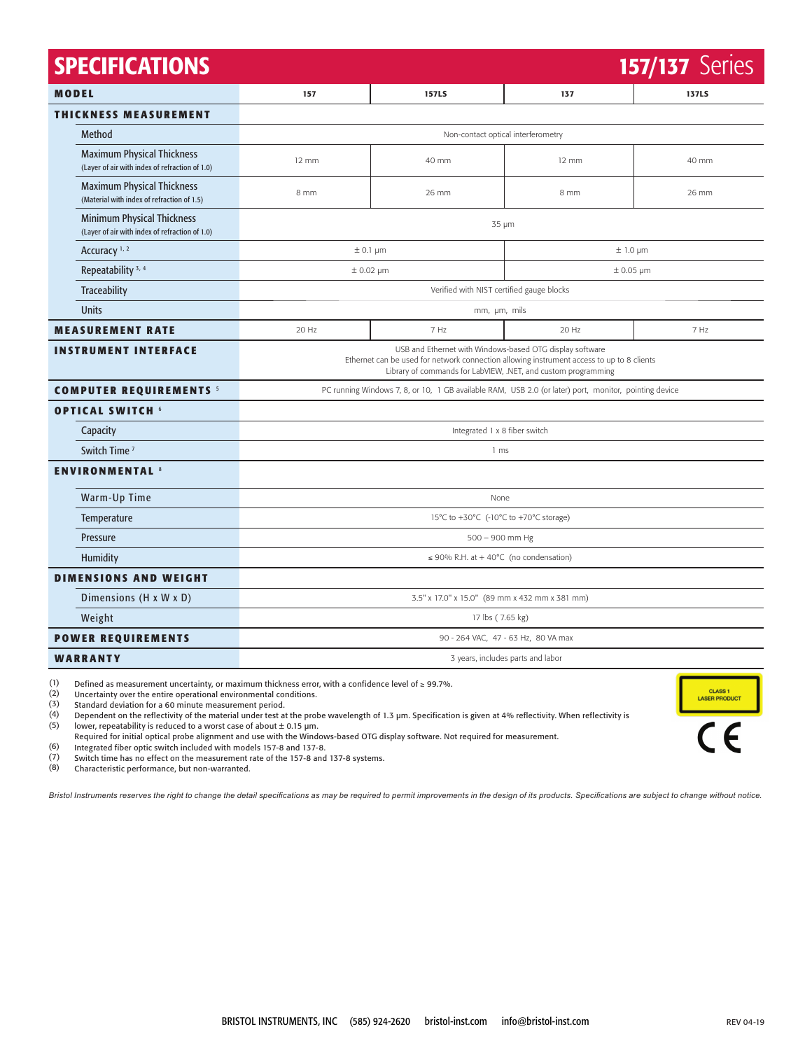# SPECIFICATIONS — 157/137 Series

| MODEL | 157 | 157LS | 137 | 137LS |
|---|---|---|---|---|
| **THICKNESS MEASUREMENT** | | | | |
| Method | Non-contact optical interferometry | | | |
| Maximum Physical Thickness (Layer of air with index of refraction of 1.0) | 12 mm | 40 mm | 12 mm | 40 mm |
| Maximum Physical Thickness (Material with index of refraction of 1.5) | 8 mm | 26 mm | 8 mm | 26 mm |
| Minimum Physical Thickness (Layer of air with index of refraction of 1.0) | 35 µm | | | |
| Accuracy [1, 2] | ± 0.1 µm | | ± 1.0 µm | |
| Repeatability [3, 4] | ± 0.02 µm | | ± 0.05 µm | |
| Traceability | Verified with NIST certified gauge blocks | | | |
| Units | mm, µm, mils | | | |
| **MEASUREMENT RATE** | 20 Hz | 7 Hz | 20 Hz | 7 Hz |
| **INSTRUMENT INTERFACE** | USB and Ethernet with Windows-based OTG display software; Ethernet can be used for network connection allowing instrument access to up to 8 clients; Library of commands for LabVIEW, .NET, and custom programming | | | |
| **COMPUTER REQUIREMENTS** [5] | PC running Windows 7, 8, or 10, 1 GB available RAM, USB 2.0 (or later) port, monitor, pointing device | | | |
| **OPTICAL SWITCH** [6] | | | | |
| Capacity | Integrated 1 x 8 fiber switch | | | |
| Switch Time [7] | 1 ms | | | |
| **ENVIRONMENTAL** [8] | | | | |
| Warm-Up Time | None | | | |
| Temperature | 15°C to +30°C (-10°C to +70°C storage) | | | |
| Pressure | 500 – 900 mm Hg | | | |
| Humidity | ≤ 90% R.H. at + 40°C (no condensation) | | | |
| **DIMENSIONS AND WEIGHT** | | | | |
| Dimensions (H x W x D) | 3.5" x 17.0" x 15.0" (89 mm x 432 mm x 381 mm) | | | |
| Weight | 17 lbs ( 7.65 kg) | | | |
| **POWER REQUIREMENTS** | 90 - 264 VAC, 47 - 63 Hz, 80 VA max | | | |
| **WARRANTY** | 3 years, includes parts and labor | | | |

(1) Defined as measurement uncertainty, or maximum thickness error, with a confidence level of ≥ 99.7%.
(2) Uncertainty over the entire operational environmental conditions.
(3) Standard deviation for a 60 minute measurement period.
(4) Dependent on the reflectivity of the material under test at the probe wavelength of 1.3 µm. Specification is given at 4% reflectivity. When reflectivity is lower, repeatability is reduced to a worst case of about ± 0.15 µm.
(5) Required for initial optical probe alignment and use with the Windows-based OTG display software. Not required for measurement.
(6) Integrated fiber optic switch included with models 157-8 and 137-8.
(7) Switch time has no effect on the measurement rate of the 157-8 and 137-8 systems.
(8) Characteristic performance, but non-warranted.

CLASS 1 LASER PRODUCT

CE

*Bristol Instruments reserves the right to change the detail specifications as may be required to permit improvements in the design of its products. Specifications are subject to change without notice.*

BRISTOL INSTRUMENTS, INC (585) 924-2620 bristol-inst.com info@bristol-inst.com

REV 04-19